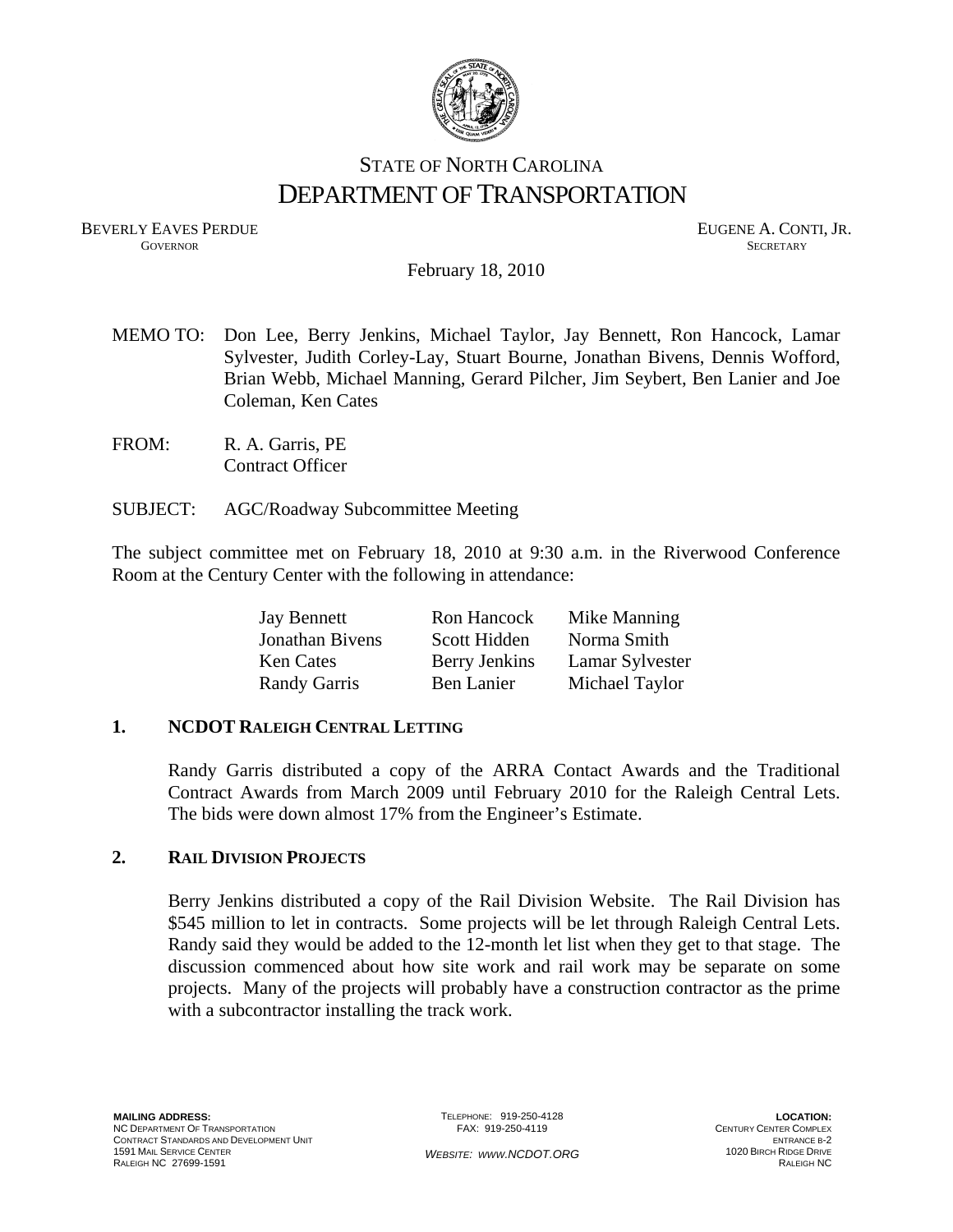STATE OF NORTH CAROLINA

# DEPARTMENT OF TRANSPORTATION

BEVERLY EAVES PERDUE
GOVERNOR

EUGENE A. CONTI, JR.
SECRETARY

February 18, 2010

MEMO TO: Don Lee, Berry Jenkins, Michael Taylor, Jay Bennett, Ron Hancock, Lamar Sylvester, Judith Corley-Lay, Stuart Bourne, Jonathan Bivens, Dennis Wofford, Brian Webb, Michael Manning, Gerard Pilcher, Jim Seybert, Ben Lanier and Joe Coleman, Ken Cates

FROM: R. A. Garris, PE
Contract Officer

SUBJECT: AGC/Roadway Subcommittee Meeting

The subject committee met on February 18, 2010 at 9:30 a.m. in the Riverwood Conference Room at the Century Center with the following in attendance:

| | | |
|---|---|---|
| Jay Bennett | Ron Hancock | Mike Manning |
| Jonathan Bivens | Scott Hidden | Norma Smith |
| Ken Cates | Berry Jenkins | Lamar Sylvester |
| Randy Garris | Ben Lanier | Michael Taylor |

## 1. NCDOT RALEIGH CENTRAL LETTING

Randy Garris distributed a copy of the ARRA Contact Awards and the Traditional Contract Awards from March 2009 until February 2010 for the Raleigh Central Lets. The bids were down almost 17% from the Engineer's Estimate.

## 2. RAIL DIVISION PROJECTS

Berry Jenkins distributed a copy of the Rail Division Website. The Rail Division has $545 million to let in contracts. Some projects will be let through Raleigh Central Lets. Randy said they would be added to the 12-month let list when they get to that stage. The discussion commenced about how site work and rail work may be separate on some projects. Many of the projects will probably have a construction contractor as the prime with a subcontractor installing the track work.

**MAILING ADDRESS:**
NC DEPARTMENT OF TRANSPORTATION
CONTRACT STANDARDS AND DEVELOPMENT UNIT
1591 MAIL SERVICE CENTER
RALEIGH NC 27699-1591

TELEPHONE: 919-250-4128
FAX: 919-250-4119

*WEBSITE: WWW.NCDOT.ORG*

**LOCATION:**
CENTURY CENTER COMPLEX
ENTRANCE B-2
1020 BIRCH RIDGE DRIVE
RALEIGH NC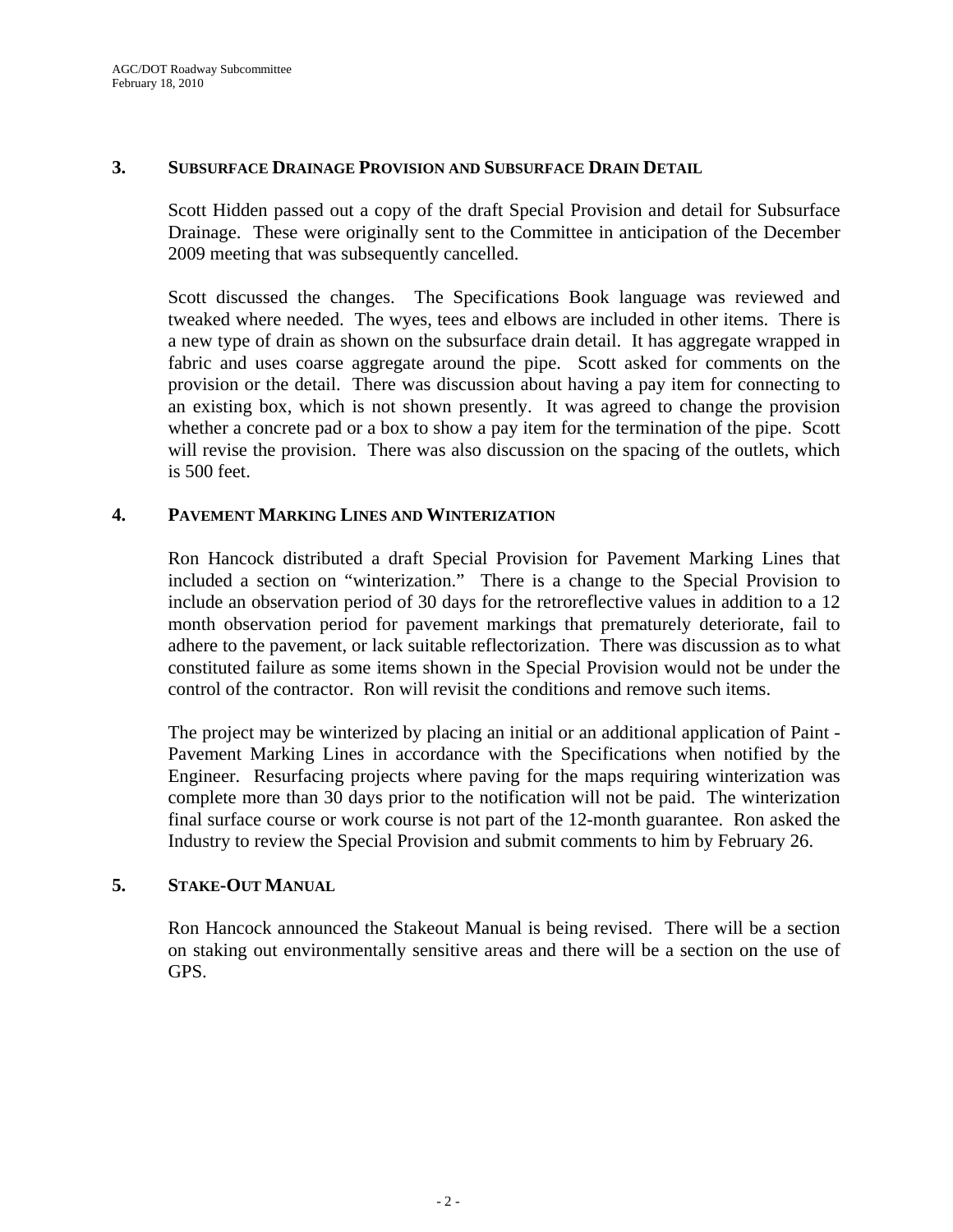## 3. Subsurface Drainage Provision and Subsurface Drain Detail

Scott Hidden passed out a copy of the draft Special Provision and detail for Subsurface Drainage. These were originally sent to the Committee in anticipation of the December 2009 meeting that was subsequently cancelled.

Scott discussed the changes. The Specifications Book language was reviewed and tweaked where needed. The wyes, tees and elbows are included in other items. There is a new type of drain as shown on the subsurface drain detail. It has aggregate wrapped in fabric and uses coarse aggregate around the pipe. Scott asked for comments on the provision or the detail. There was discussion about having a pay item for connecting to an existing box, which is not shown presently. It was agreed to change the provision whether a concrete pad or a box to show a pay item for the termination of the pipe. Scott will revise the provision. There was also discussion on the spacing of the outlets, which is 500 feet.

## 4. Pavement Marking Lines and Winterization

Ron Hancock distributed a draft Special Provision for Pavement Marking Lines that included a section on "winterization." There is a change to the Special Provision to include an observation period of 30 days for the retroreflective values in addition to a 12 month observation period for pavement markings that prematurely deteriorate, fail to adhere to the pavement, or lack suitable reflectorization. There was discussion as to what constituted failure as some items shown in the Special Provision would not be under the control of the contractor. Ron will revisit the conditions and remove such items.

The project may be winterized by placing an initial or an additional application of Paint - Pavement Marking Lines in accordance with the Specifications when notified by the Engineer. Resurfacing projects where paving for the maps requiring winterization was complete more than 30 days prior to the notification will not be paid. The winterization final surface course or work course is not part of the 12-month guarantee. Ron asked the Industry to review the Special Provision and submit comments to him by February 26.

## 5. Stake-Out Manual

Ron Hancock announced the Stakeout Manual is being revised. There will be a section on staking out environmentally sensitive areas and there will be a section on the use of GPS.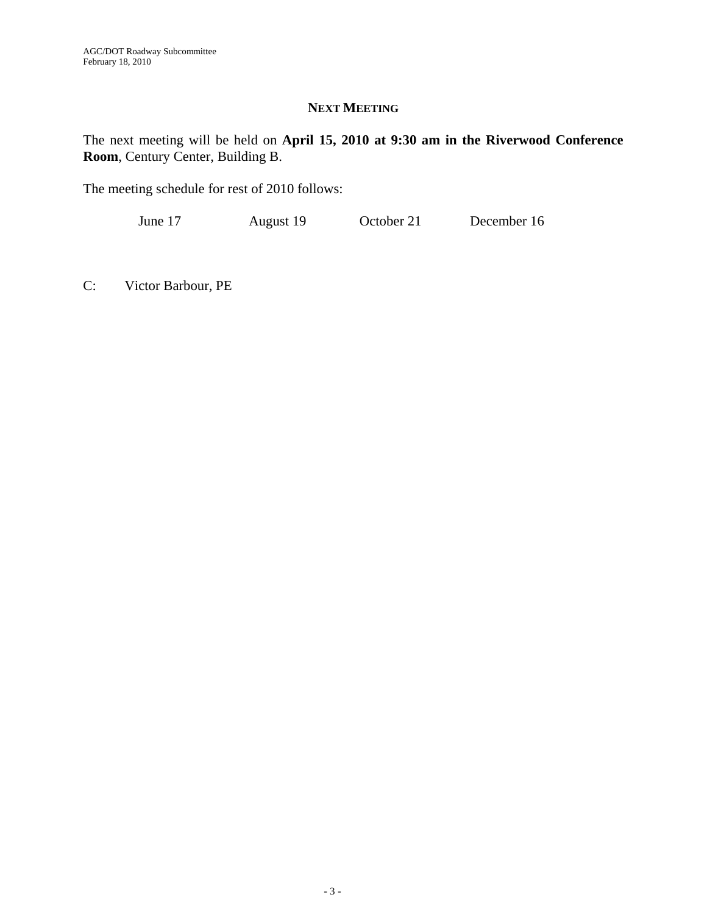## NEXT MEETING

The next meeting will be held on **April 15, 2010 at 9:30 am in the Riverwood Conference Room**, Century Center, Building B.

The meeting schedule for rest of 2010 follows:

| | | | |
|---|---|---|---|
| June 17 | August 19 | October 21 | December 16 |

C: Victor Barbour, PE